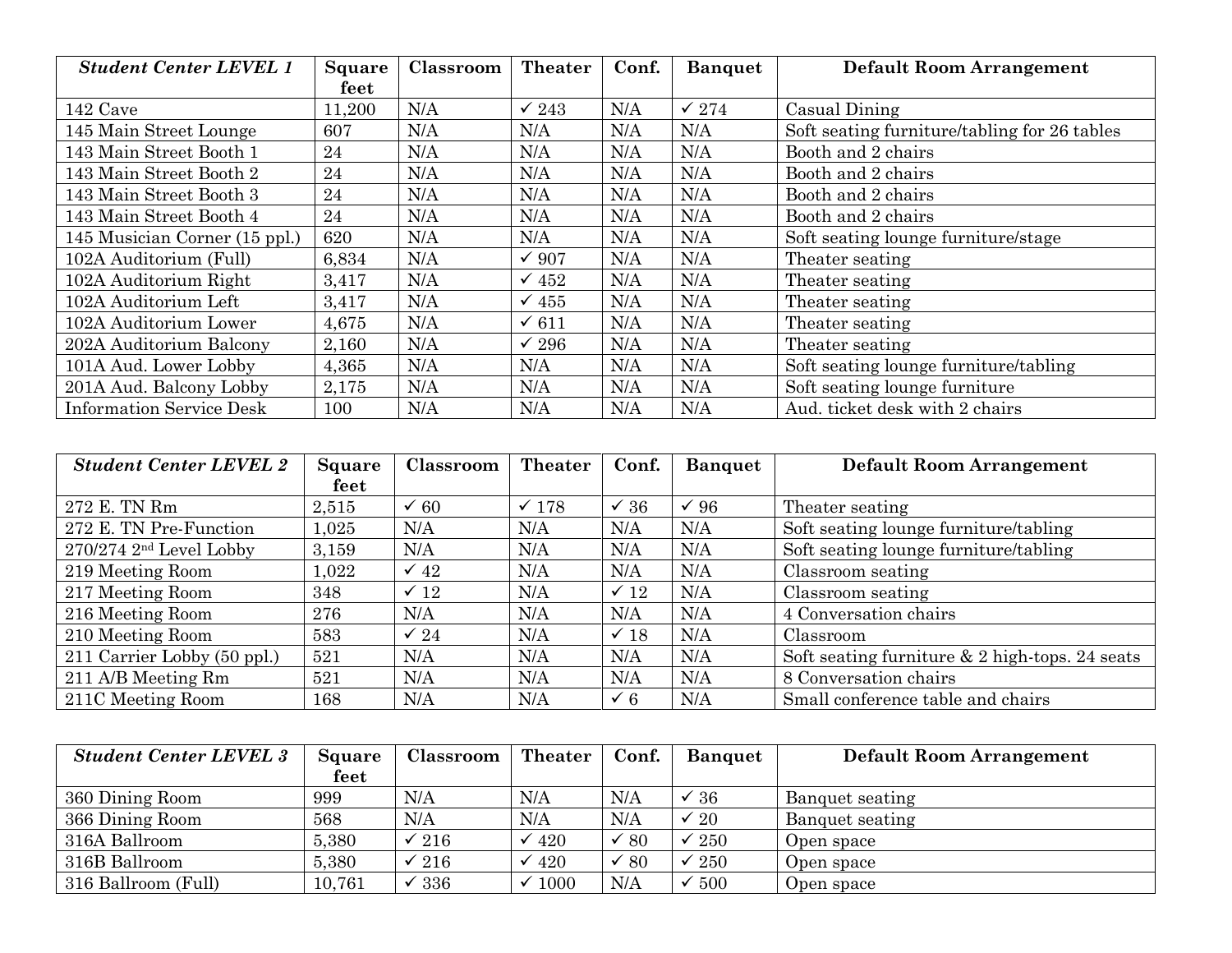| ***Student Center LEVEL 1*** | **Square feet** | **Classroom** | **Theater** | **Conf.** | **Banquet** | **Default Room Arrangement** |
|---|---|---|---|---|---|---|
| 142 Cave | 11,200 | N/A | ✓ 243 | N/A | ✓ 274 | Casual Dining |
| 145 Main Street Lounge | 607 | N/A | N/A | N/A | N/A | Soft seating furniture/tabling for 26 tables |
| 143 Main Street Booth 1 | 24 | N/A | N/A | N/A | N/A | Booth and 2 chairs |
| 143 Main Street Booth 2 | 24 | N/A | N/A | N/A | N/A | Booth and 2 chairs |
| 143 Main Street Booth 3 | 24 | N/A | N/A | N/A | N/A | Booth and 2 chairs |
| 143 Main Street Booth 4 | 24 | N/A | N/A | N/A | N/A | Booth and 2 chairs |
| 145 Musician Corner (15 ppl.) | 620 | N/A | N/A | N/A | N/A | Soft seating lounge furniture/stage |
| 102A Auditorium (Full) | 6,834 | N/A | ✓ 907 | N/A | N/A | Theater seating |
| 102A Auditorium Right | 3,417 | N/A | ✓ 452 | N/A | N/A | Theater seating |
| 102A Auditorium Left | 3,417 | N/A | ✓ 455 | N/A | N/A | Theater seating |
| 102A Auditorium Lower | 4,675 | N/A | ✓ 611 | N/A | N/A | Theater seating |
| 202A Auditorium Balcony | 2,160 | N/A | ✓ 296 | N/A | N/A | Theater seating |
| 101A Aud. Lower Lobby | 4,365 | N/A | N/A | N/A | N/A | Soft seating lounge furniture/tabling |
| 201A Aud. Balcony Lobby | 2,175 | N/A | N/A | N/A | N/A | Soft seating lounge furniture |
| Information Service Desk | 100 | N/A | N/A | N/A | N/A | Aud. ticket desk with 2 chairs |

| ***Student Center LEVEL 2*** | **Square feet** | **Classroom** | **Theater** | **Conf.** | **Banquet** | **Default Room Arrangement** |
|---|---|---|---|---|---|---|
| 272 E. TN Rm | 2,515 | ✓ 60 | ✓ 178 | ✓ 36 | ✓ 96 | Theater seating |
| 272 E. TN Pre-Function | 1,025 | N/A | N/A | N/A | N/A | Soft seating lounge furniture/tabling |
| 270/274 2nd Level Lobby | 3,159 | N/A | N/A | N/A | N/A | Soft seating lounge furniture/tabling |
| 219 Meeting Room | 1,022 | ✓ 42 | N/A | N/A | N/A | Classroom seating |
| 217 Meeting Room | 348 | ✓ 12 | N/A | ✓ 12 | N/A | Classroom seating |
| 216 Meeting Room | 276 | N/A | N/A | N/A | N/A | 4 Conversation chairs |
| 210 Meeting Room | 583 | ✓ 24 | N/A | ✓ 18 | N/A | Classroom |
| 211 Carrier Lobby (50 ppl.) | 521 | N/A | N/A | N/A | N/A | Soft seating furniture & 2 high-tops. 24 seats |
| 211 A/B Meeting Rm | 521 | N/A | N/A | N/A | N/A | 8 Conversation chairs |
| 211C Meeting Room | 168 | N/A | N/A | ✓ 6 | N/A | Small conference table and chairs |

| ***Student Center LEVEL 3*** | **Square feet** | **Classroom** | **Theater** | **Conf.** | **Banquet** | **Default Room Arrangement** |
|---|---|---|---|---|---|---|
| 360 Dining Room | 999 | N/A | N/A | N/A | ✓ 36 | Banquet seating |
| 366 Dining Room | 568 | N/A | N/A | N/A | ✓ 20 | Banquet seating |
| 316A Ballroom | 5,380 | ✓ 216 | ✓ 420 | ✓ 80 | ✓ 250 | Open space |
| 316B Ballroom | 5,380 | ✓ 216 | ✓ 420 | ✓ 80 | ✓ 250 | Open space |
| 316 Ballroom (Full) | 10,761 | ✓ 336 | ✓ 1000 | N/A | ✓ 500 | Open space |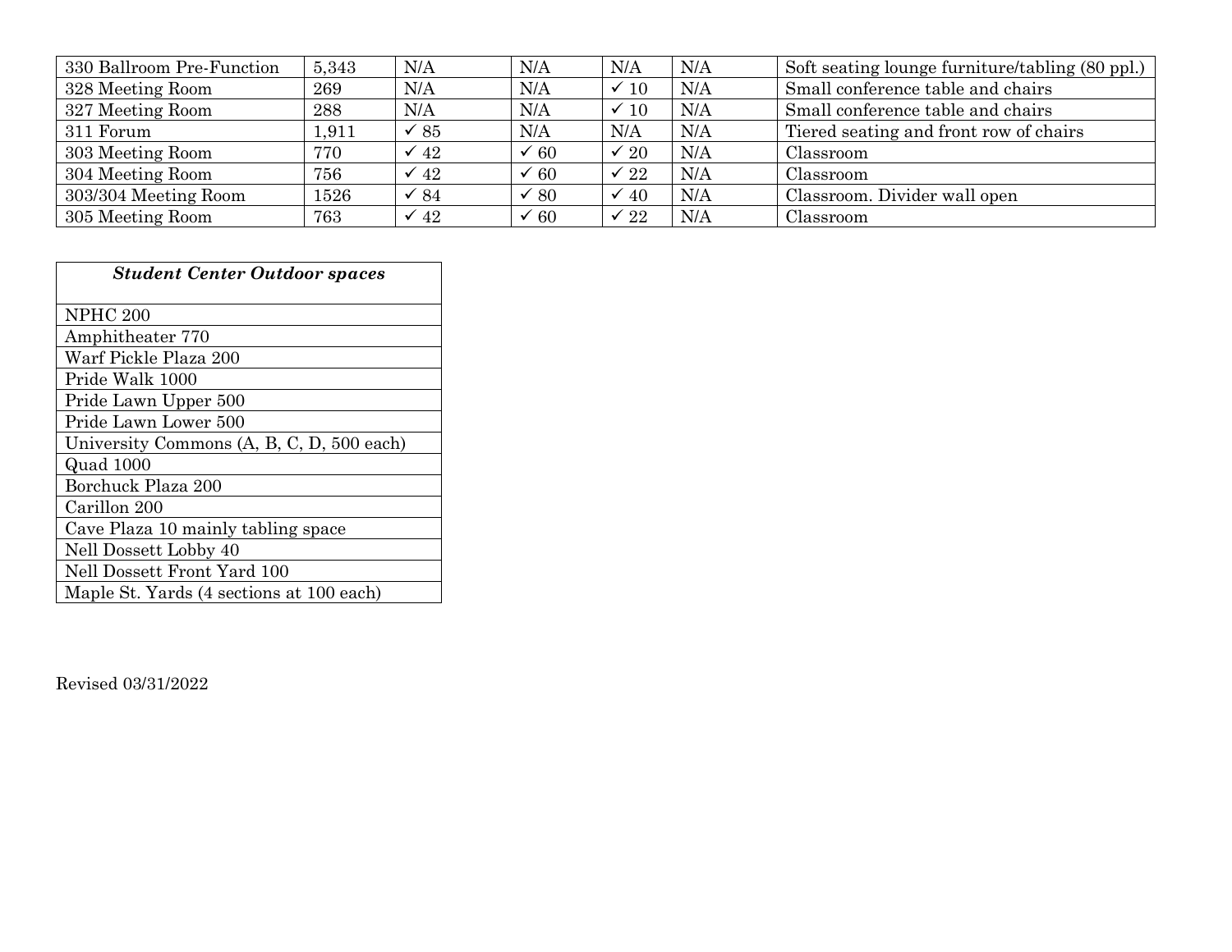| | | | | | | |
|---|---|---|---|---|---|---|
| 330 Ballroom Pre-Function | 5,343 | N/A | N/A | N/A | N/A | Soft seating lounge furniture/tabling (80 ppl.) |
| 328 Meeting Room | 269 | N/A | N/A | ✓ 10 | N/A | Small conference table and chairs |
| 327 Meeting Room | 288 | N/A | N/A | ✓ 10 | N/A | Small conference table and chairs |
| 311 Forum | 1,911 | ✓ 85 | N/A | N/A | N/A | Tiered seating and front row of chairs |
| 303 Meeting Room | 770 | ✓ 42 | ✓ 60 | ✓ 20 | N/A | Classroom |
| 304 Meeting Room | 756 | ✓ 42 | ✓ 60 | ✓ 22 | N/A | Classroom |
| 303/304 Meeting Room | 1526 | ✓ 84 | ✓ 80 | ✓ 40 | N/A | Classroom. Divider wall open |
| 305 Meeting Room | 763 | ✓ 42 | ✓ 60 | ✓ 22 | N/A | Classroom |

| ***Student Center Outdoor spaces*** |
|---|
| NPHC 200 |
| Amphitheater 770 |
| Warf Pickle Plaza 200 |
| Pride Walk 1000 |
| Pride Lawn Upper 500 |
| Pride Lawn Lower 500 |
| University Commons (A, B, C, D, 500 each) |
| Quad 1000 |
| Borchuck Plaza 200 |
| Carillon 200 |
| Cave Plaza 10 mainly tabling space |
| Nell Dossett Lobby 40 |
| Nell Dossett Front Yard 100 |
| Maple St. Yards (4 sections at 100 each) |

Revised 03/31/2022